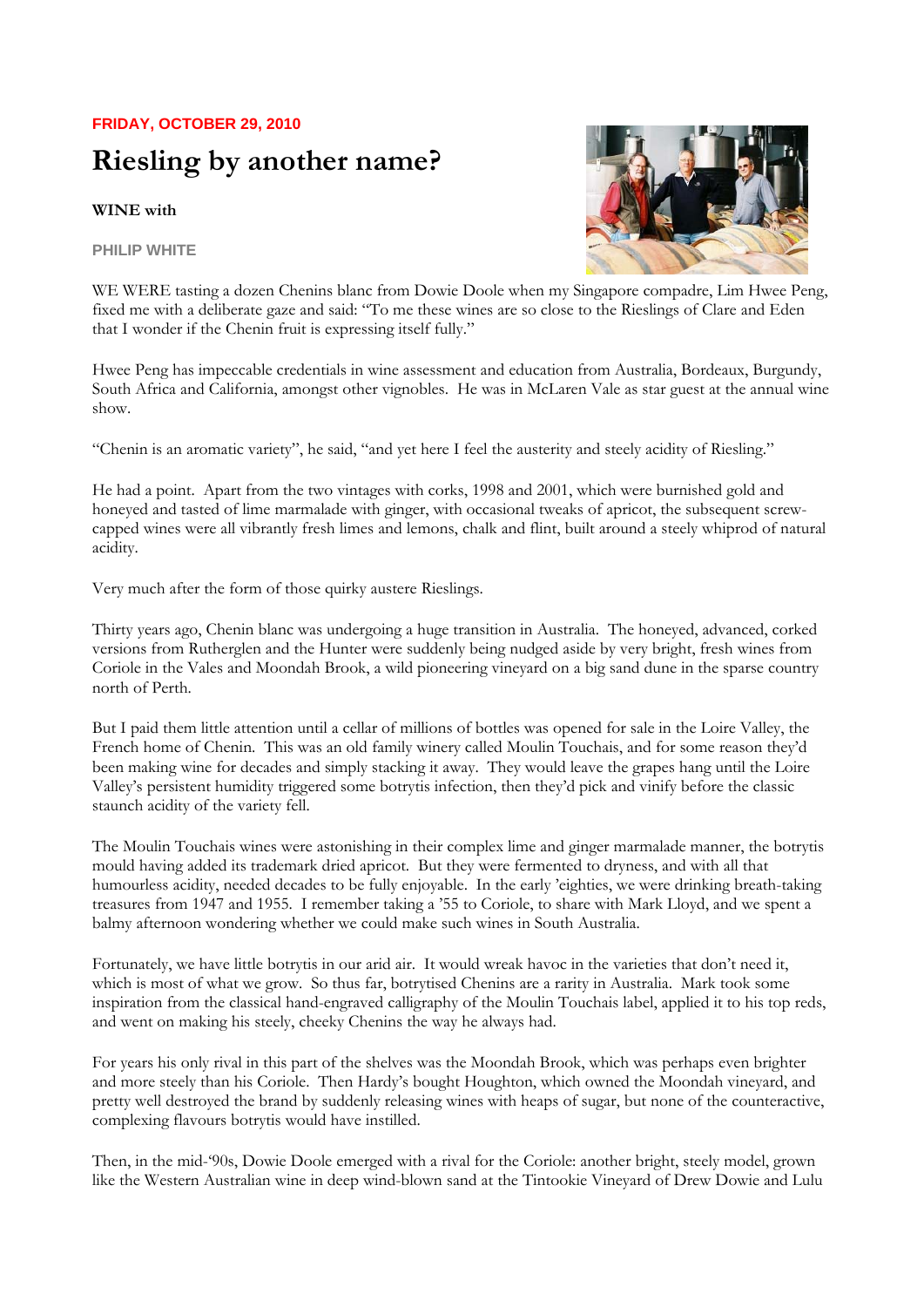**FRIDAY, OCTOBER 29, 2010**

# Riesling by another name?

**WINE with**

**PHILIP WHITE**

WE WERE tasting a dozen Chenins blanc from Dowie Doole when my Singapore compadre, Lim Hwee Peng, fixed me with a deliberate gaze and said: "To me these wines are so close to the Rieslings of Clare and Eden that I wonder if the Chenin fruit is expressing itself fully."

Hwee Peng has impeccable credentials in wine assessment and education from Australia, Bordeaux, Burgundy, South Africa and California, amongst other vignobles. He was in McLaren Vale as star guest at the annual wine show.

"Chenin is an aromatic variety", he said, "and yet here I feel the austerity and steely acidity of Riesling."

He had a point. Apart from the two vintages with corks, 1998 and 2001, which were burnished gold and honeyed and tasted of lime marmalade with ginger, with occasional tweaks of apricot, the subsequent screw-capped wines were all vibrantly fresh limes and lemons, chalk and flint, built around a steely whiprod of natural acidity.

Very much after the form of those quirky austere Rieslings.

Thirty years ago, Chenin blanc was undergoing a huge transition in Australia. The honeyed, advanced, corked versions from Rutherglen and the Hunter were suddenly being nudged aside by very bright, fresh wines from Coriole in the Vales and Moondah Brook, a wild pioneering vineyard on a big sand dune in the sparse country north of Perth.

But I paid them little attention until a cellar of millions of bottles was opened for sale in the Loire Valley, the French home of Chenin. This was an old family winery called Moulin Touchais, and for some reason they'd been making wine for decades and simply stacking it away. They would leave the grapes hang until the Loire Valley's persistent humidity triggered some botrytis infection, then they'd pick and vinify before the classic staunch acidity of the variety fell.

The Moulin Touchais wines were astonishing in their complex lime and ginger marmalade manner, the botrytis mould having added its trademark dried apricot. But they were fermented to dryness, and with all that humourless acidity, needed decades to be fully enjoyable. In the early 'eighties, we were drinking breath-taking treasures from 1947 and 1955. I remember taking a '55 to Coriole, to share with Mark Lloyd, and we spent a balmy afternoon wondering whether we could make such wines in South Australia.

Fortunately, we have little botrytis in our arid air. It would wreak havoc in the varieties that don't need it, which is most of what we grow. So thus far, botrytised Chenins are a rarity in Australia. Mark took some inspiration from the classical hand-engraved calligraphy of the Moulin Touchais label, applied it to his top reds, and went on making his steely, cheeky Chenins the way he always had.

For years his only rival in this part of the shelves was the Moondah Brook, which was perhaps even brighter and more steely than his Coriole. Then Hardy's bought Houghton, which owned the Moondah vineyard, and pretty well destroyed the brand by suddenly releasing wines with heaps of sugar, but none of the counteractive, complexing flavours botrytis would have instilled.

Then, in the mid-'90s, Dowie Doole emerged with a rival for the Coriole: another bright, steely model, grown like the Western Australian wine in deep wind-blown sand at the Tintookie Vineyard of Drew Dowie and Lulu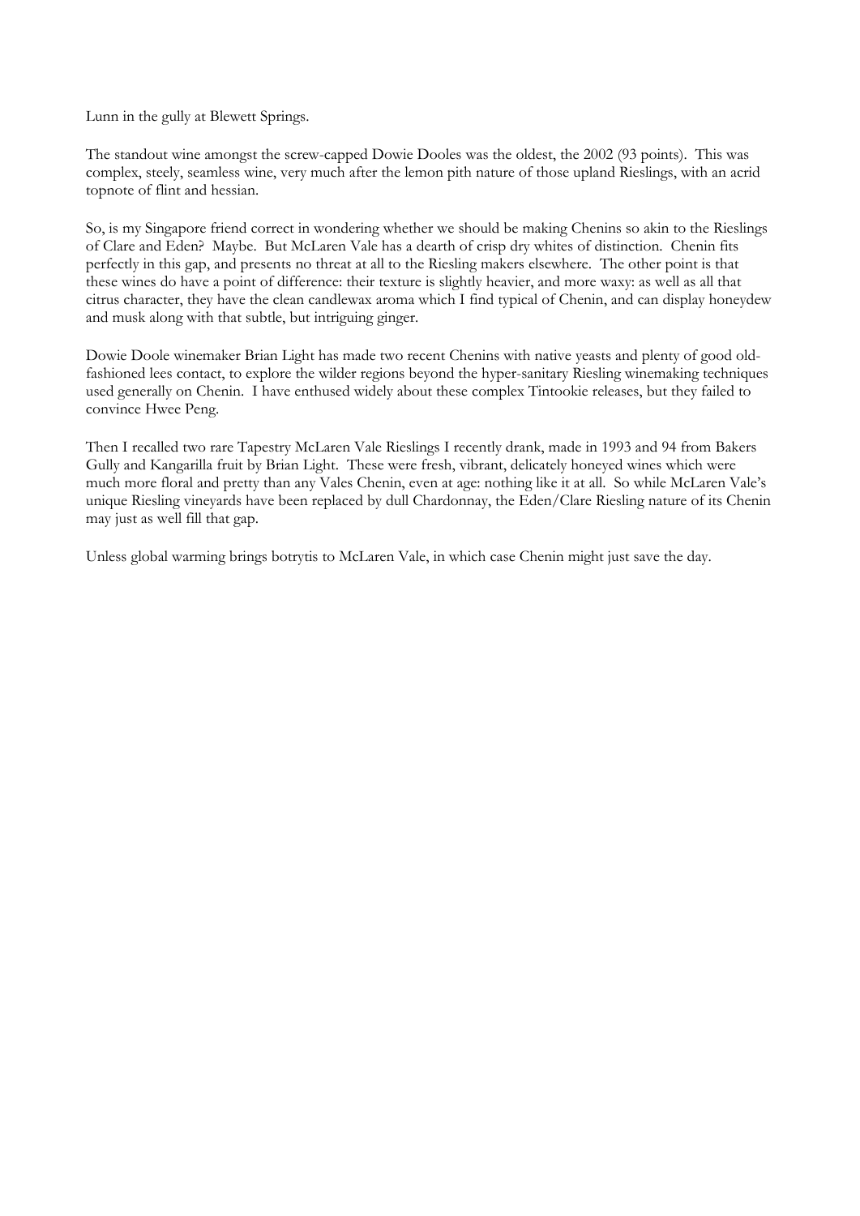Lunn in the gully at Blewett Springs.

The standout wine amongst the screw-capped Dowie Dooles was the oldest, the 2002 (93 points). This was complex, steely, seamless wine, very much after the lemon pith nature of those upland Rieslings, with an acrid topnote of flint and hessian.

So, is my Singapore friend correct in wondering whether we should be making Chenins so akin to the Rieslings of Clare and Eden? Maybe. But McLaren Vale has a dearth of crisp dry whites of distinction. Chenin fits perfectly in this gap, and presents no threat at all to the Riesling makers elsewhere. The other point is that these wines do have a point of difference: their texture is slightly heavier, and more waxy: as well as all that citrus character, they have the clean candlewax aroma which I find typical of Chenin, and can display honeydew and musk along with that subtle, but intriguing ginger.

Dowie Doole winemaker Brian Light has made two recent Chenins with native yeasts and plenty of good old-fashioned lees contact, to explore the wilder regions beyond the hyper-sanitary Riesling winemaking techniques used generally on Chenin. I have enthused widely about these complex Tintookie releases, but they failed to convince Hwee Peng.

Then I recalled two rare Tapestry McLaren Vale Rieslings I recently drank, made in 1993 and 94 from Bakers Gully and Kangarilla fruit by Brian Light. These were fresh, vibrant, delicately honeyed wines which were much more floral and pretty than any Vales Chenin, even at age: nothing like it at all. So while McLaren Vale's unique Riesling vineyards have been replaced by dull Chardonnay, the Eden/Clare Riesling nature of its Chenin may just as well fill that gap.

Unless global warming brings botrytis to McLaren Vale, in which case Chenin might just save the day.